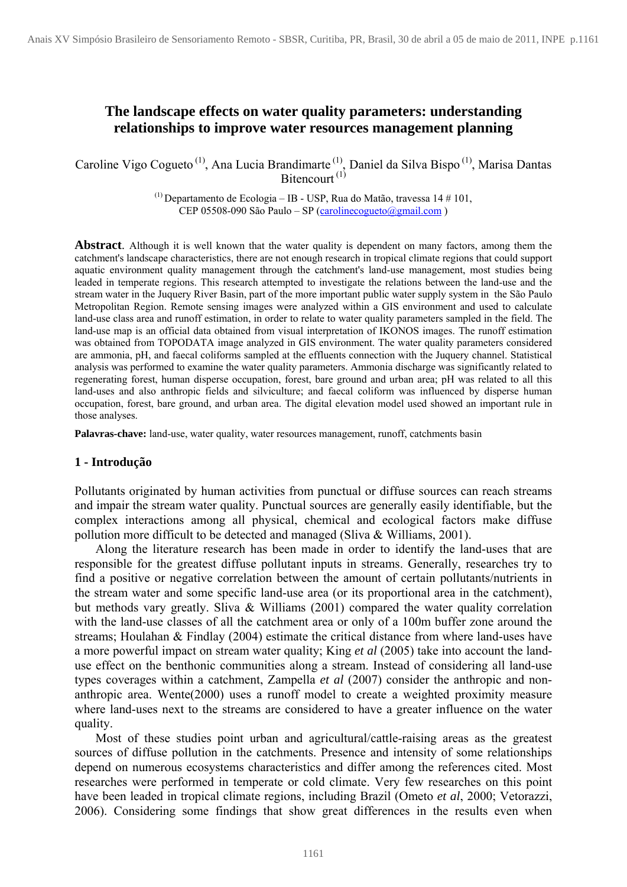# The landscape effects on water quality parameters: understanding relationships to improve water resources management planning

Caroline Vigo Cogueto [1], Ana Lucia Brandimarte [1], Daniel da Silva Bispo [1], Marisa Dantas Bitencourt [1]

[1] Departamento de Ecologia – IB - USP, Rua do Matão, travessa 14 # 101, CEP 05508-090 São Paulo – SP (carolinecogueto@gmail.com )

**Abstract**. Although it is well known that the water quality is dependent on many factors, among them the catchment's landscape characteristics, there are not enough research in tropical climate regions that could support aquatic environment quality management through the catchment's land-use management, most studies being leaded in temperate regions. This research attempted to investigate the relations between the land-use and the stream water in the Juquery River Basin, part of the more important public water supply system in the São Paulo Metropolitan Region. Remote sensing images were analyzed within a GIS environment and used to calculate land-use class area and runoff estimation, in order to relate to water quality parameters sampled in the field. The land-use map is an official data obtained from visual interpretation of IKONOS images. The runoff estimation was obtained from TOPODATA image analyzed in GIS environment. The water quality parameters considered are ammonia, pH, and faecal coliforms sampled at the effluents connection with the Juquery channel. Statistical analysis was performed to examine the water quality parameters. Ammonia discharge was significantly related to regenerating forest, human disperse occupation, forest, bare ground and urban area; pH was related to all this land-uses and also anthropic fields and silviculture; and faecal coliform was influenced by disperse human occupation, forest, bare ground, and urban area. The digital elevation model used showed an important rule in those analyses.

**Palavras-chave:** land-use, water quality, water resources management, runoff, catchments basin

## 1 - Introdução

Pollutants originated by human activities from punctual or diffuse sources can reach streams and impair the stream water quality. Punctual sources are generally easily identifiable, but the complex interactions among all physical, chemical and ecological factors make diffuse pollution more difficult to be detected and managed (Sliva & Williams, 2001).

Along the literature research has been made in order to identify the land-uses that are responsible for the greatest diffuse pollutant inputs in streams. Generally, researches try to find a positive or negative correlation between the amount of certain pollutants/nutrients in the stream water and some specific land-use area (or its proportional area in the catchment), but methods vary greatly. Sliva & Williams (2001) compared the water quality correlation with the land-use classes of all the catchment area or only of a 100m buffer zone around the streams; Houlahan & Findlay (2004) estimate the critical distance from where land-uses have a more powerful impact on stream water quality; King *et al* (2005) take into account the land-use effect on the benthonic communities along a stream. Instead of considering all land-use types coverages within a catchment, Zampella *et al* (2007) consider the anthropic and non-anthropic area. Wente(2000) uses a runoff model to create a weighted proximity measure where land-uses next to the streams are considered to have a greater influence on the water quality.

Most of these studies point urban and agricultural/cattle-raising areas as the greatest sources of diffuse pollution in the catchments. Presence and intensity of some relationships depend on numerous ecosystems characteristics and differ among the references cited. Most researches were performed in temperate or cold climate. Very few researches on this point have been leaded in tropical climate regions, including Brazil (Ometo *et al*, 2000; Vetorazzi, 2006). Considering some findings that show great differences in the results even when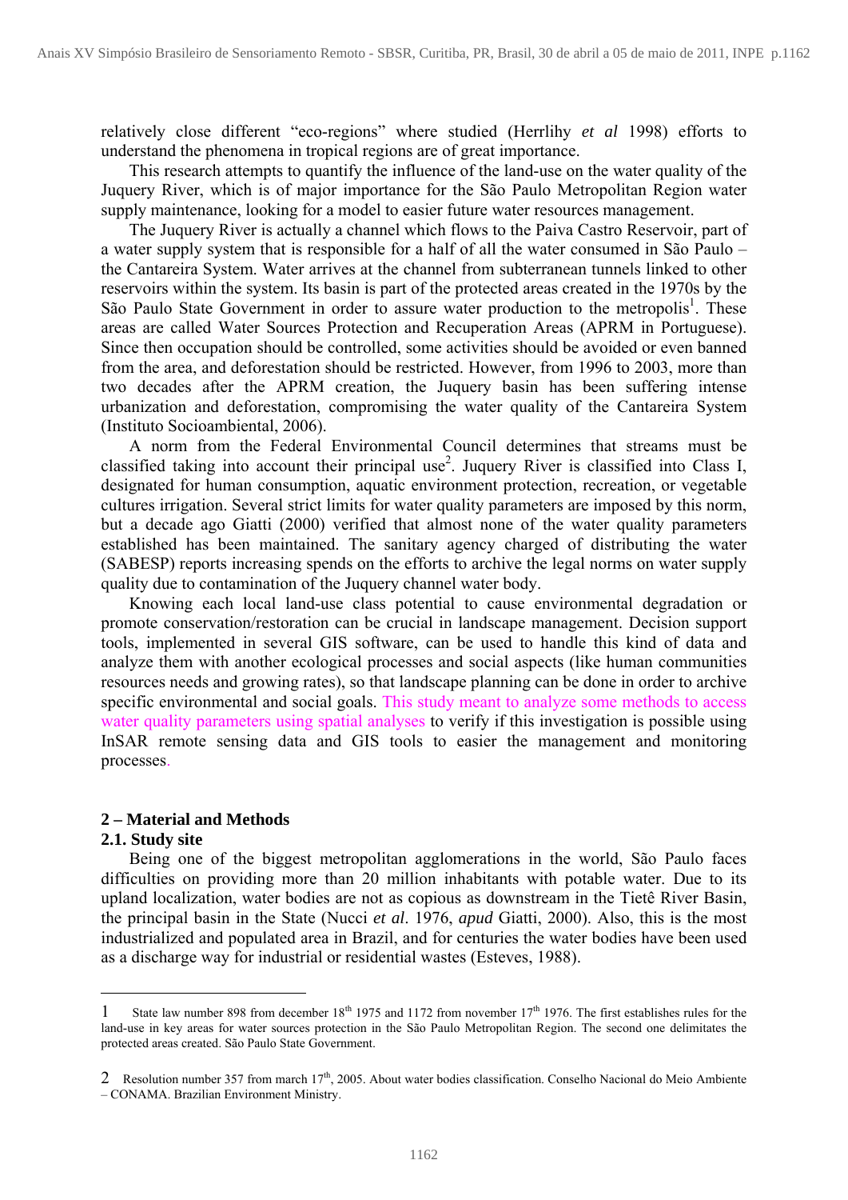relatively close different "eco-regions" where studied (Herrlihy *et al* 1998) efforts to understand the phenomena in tropical regions are of great importance.

This research attempts to quantify the influence of the land-use on the water quality of the Juquery River, which is of major importance for the São Paulo Metropolitan Region water supply maintenance, looking for a model to easier future water resources management.

The Juquery River is actually a channel which flows to the Paiva Castro Reservoir, part of a water supply system that is responsible for a half of all the water consumed in São Paulo – the Cantareira System. Water arrives at the channel from subterranean tunnels linked to other reservoirs within the system. Its basin is part of the protected areas created in the 1970s by the São Paulo State Government in order to assure water production to the metropolis[1]. These areas are called Water Sources Protection and Recuperation Areas (APRM in Portuguese). Since then occupation should be controlled, some activities should be avoided or even banned from the area, and deforestation should be restricted. However, from 1996 to 2003, more than two decades after the APRM creation, the Juquery basin has been suffering intense urbanization and deforestation, compromising the water quality of the Cantareira System (Instituto Socioambiental, 2006).

A norm from the Federal Environmental Council determines that streams must be classified taking into account their principal use[2]. Juquery River is classified into Class I, designated for human consumption, aquatic environment protection, recreation, or vegetable cultures irrigation. Several strict limits for water quality parameters are imposed by this norm, but a decade ago Giatti (2000) verified that almost none of the water quality parameters established has been maintained. The sanitary agency charged of distributing the water (SABESP) reports increasing spends on the efforts to archive the legal norms on water supply quality due to contamination of the Juquery channel water body.

Knowing each local land-use class potential to cause environmental degradation or promote conservation/restoration can be crucial in landscape management. Decision support tools, implemented in several GIS software, can be used to handle this kind of data and analyze them with another ecological processes and social aspects (like human communities resources needs and growing rates), so that landscape planning can be done in order to archive specific environmental and social goals. This study meant to analyze some methods to access water quality parameters using spatial analyses to verify if this investigation is possible using InSAR remote sensing data and GIS tools to easier the management and monitoring processes.

## 2 – Material and Methods

### 2.1. Study site

Being one of the biggest metropolitan agglomerations in the world, São Paulo faces difficulties on providing more than 20 million inhabitants with potable water. Due to its upland localization, water bodies are not as copious as downstream in the Tietê River Basin, the principal basin in the State (Nucci *et al*. 1976, *apud* Giatti, 2000). Also, this is the most industrialized and populated area in Brazil, and for centuries the water bodies have been used as a discharge way for industrial or residential wastes (Esteves, 1988).

---

1 State law number 898 from december 18th 1975 and 1172 from november 17th 1976. The first establishes rules for the land-use in key areas for water sources protection in the São Paulo Metropolitan Region. The second one delimitates the protected areas created. São Paulo State Government.

2 Resolution number 357 from march 17th, 2005. About water bodies classification. Conselho Nacional do Meio Ambiente – CONAMA. Brazilian Environment Ministry.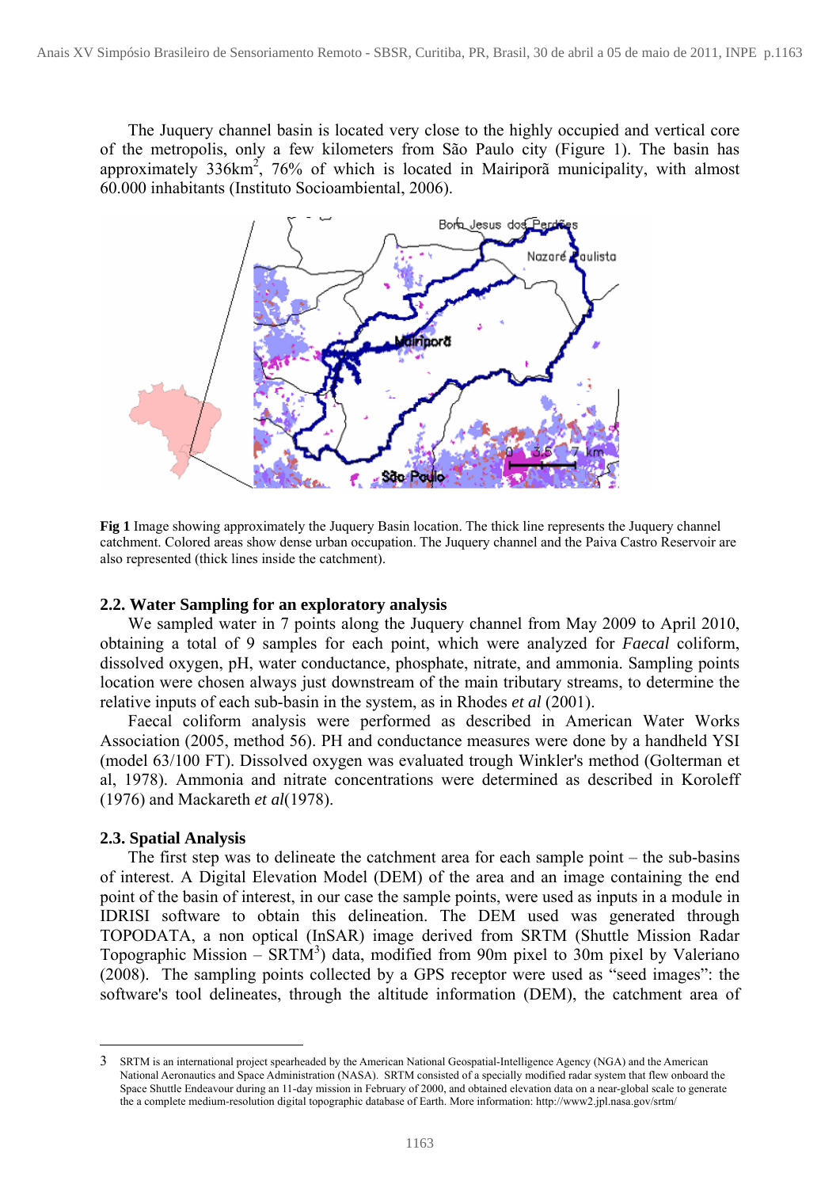The Juquery channel basin is located very close to the highly occupied and vertical core of the metropolis, only a few kilometers from São Paulo city (Figure 1). The basin has approximately 336km$^2$, 76% of which is located in Mairiporã municipality, with almost 60.000 inhabitants (Instituto Socioambiental, 2006).

**Fig 1** Image showing approximately the Juquery Basin location. The thick line represents the Juquery channel catchment. Colored areas show dense urban occupation. The Juquery channel and the Paiva Castro Reservoir are also represented (thick lines inside the catchment).

### 2.2. Water Sampling for an exploratory analysis

We sampled water in 7 points along the Juquery channel from May 2009 to April 2010, obtaining a total of 9 samples for each point, which were analyzed for *Faecal* coliform, dissolved oxygen, pH, water conductance, phosphate, nitrate, and ammonia. Sampling points location were chosen always just downstream of the main tributary streams, to determine the relative inputs of each sub-basin in the system, as in Rhodes *et al* (2001).

Faecal coliform analysis were performed as described in American Water Works Association (2005, method 56). PH and conductance measures were done by a handheld YSI (model 63/100 FT). Dissolved oxygen was evaluated trough Winkler's method (Golterman et al, 1978). Ammonia and nitrate concentrations were determined as described in Koroleff (1976) and Mackareth *et al*(1978).

### 2.3. Spatial Analysis

The first step was to delineate the catchment area for each sample point – the sub-basins of interest. A Digital Elevation Model (DEM) of the area and an image containing the end point of the basin of interest, in our case the sample points, were used as inputs in a module in IDRISI software to obtain this delineation. The DEM used was generated through TOPODATA, a non optical (InSAR) image derived from SRTM (Shuttle Mission Radar Topographic Mission – SRTM[3]) data, modified from 90m pixel to 30m pixel by Valeriano (2008). The sampling points collected by a GPS receptor were used as "seed images": the software's tool delineates, through the altitude information (DEM), the catchment area of

---

3 SRTM is an international project spearheaded by the American National Geospatial-Intelligence Agency (NGA) and the American National Aeronautics and Space Administration (NASA). SRTM consisted of a specially modified radar system that flew onboard the Space Shuttle Endeavour during an 11-day mission in February of 2000, and obtained elevation data on a near-global scale to generate the a complete medium-resolution digital topographic database of Earth. More information: http://www2.jpl.nasa.gov/srtm/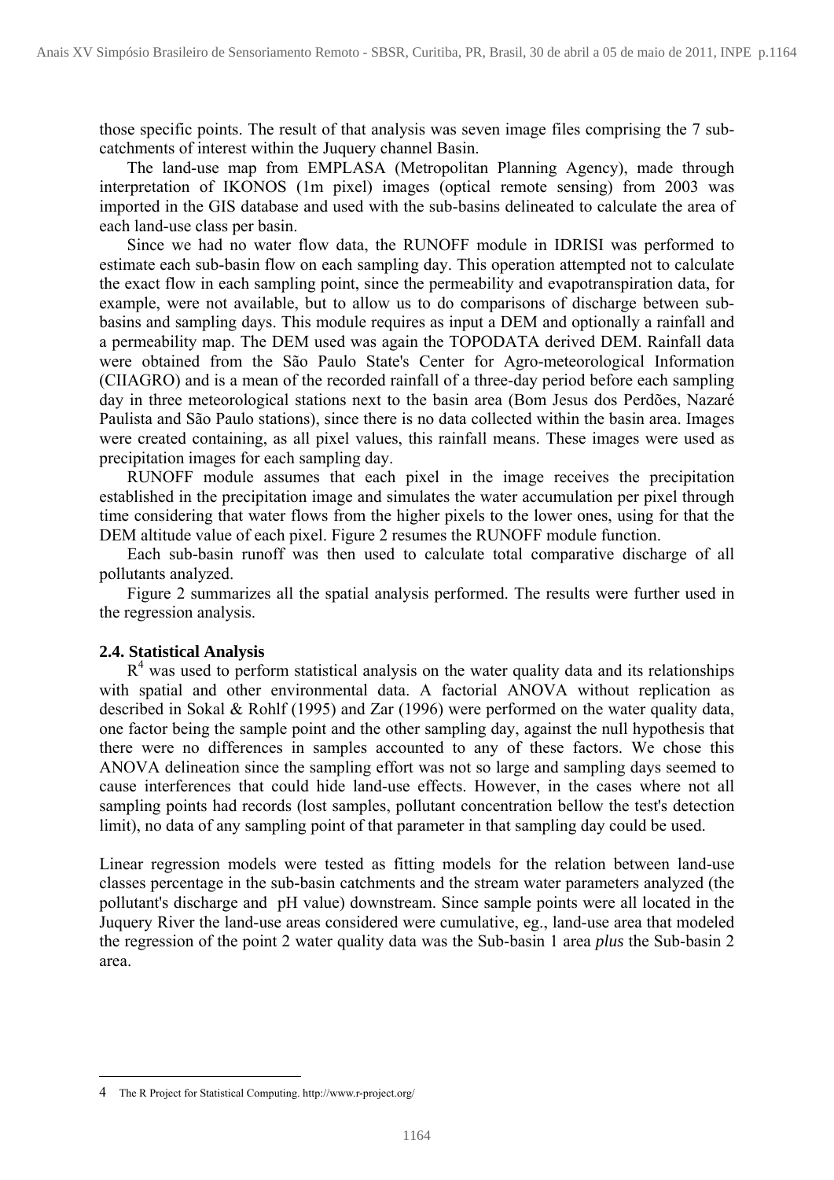those specific points. The result of that analysis was seven image files comprising the 7 sub-catchments of interest within the Juquery channel Basin.

The land-use map from EMPLASA (Metropolitan Planning Agency), made through interpretation of IKONOS (1m pixel) images (optical remote sensing) from 2003 was imported in the GIS database and used with the sub-basins delineated to calculate the area of each land-use class per basin.

Since we had no water flow data, the RUNOFF module in IDRISI was performed to estimate each sub-basin flow on each sampling day. This operation attempted not to calculate the exact flow in each sampling point, since the permeability and evapotranspiration data, for example, were not available, but to allow us to do comparisons of discharge between sub-basins and sampling days. This module requires as input a DEM and optionally a rainfall and a permeability map. The DEM used was again the TOPODATA derived DEM. Rainfall data were obtained from the São Paulo State's Center for Agro-meteorological Information (CIIAGRO) and is a mean of the recorded rainfall of a three-day period before each sampling day in three meteorological stations next to the basin area (Bom Jesus dos Perdões, Nazaré Paulista and São Paulo stations), since there is no data collected within the basin area. Images were created containing, as all pixel values, this rainfall means. These images were used as precipitation images for each sampling day.

RUNOFF module assumes that each pixel in the image receives the precipitation established in the precipitation image and simulates the water accumulation per pixel through time considering that water flows from the higher pixels to the lower ones, using for that the DEM altitude value of each pixel. Figure 2 resumes the RUNOFF module function.

Each sub-basin runoff was then used to calculate total comparative discharge of all pollutants analyzed.

Figure 2 summarizes all the spatial analysis performed. The results were further used in the regression analysis.

### 2.4. Statistical Analysis

R[4] was used to perform statistical analysis on the water quality data and its relationships with spatial and other environmental data. A factorial ANOVA without replication as described in Sokal & Rohlf (1995) and Zar (1996) were performed on the water quality data, one factor being the sample point and the other sampling day, against the null hypothesis that there were no differences in samples accounted to any of these factors. We chose this ANOVA delineation since the sampling effort was not so large and sampling days seemed to cause interferences that could hide land-use effects. However, in the cases where not all sampling points had records (lost samples, pollutant concentration bellow the test's detection limit), no data of any sampling point of that parameter in that sampling day could be used.

Linear regression models were tested as fitting models for the relation between land-use classes percentage in the sub-basin catchments and the stream water parameters analyzed (the pollutant's discharge and pH value) downstream. Since sample points were all located in the Juquery River the land-use areas considered were cumulative, eg., land-use area that modeled the regression of the point 2 water quality data was the Sub-basin 1 area *plus* the Sub-basin 2 area.

---

4 The R Project for Statistical Computing. http://www.r-project.org/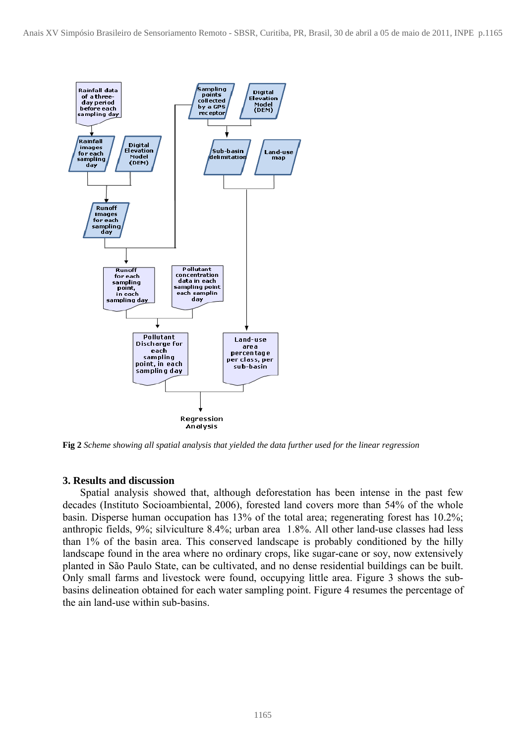**Fig 2** *Scheme showing all spatial analysis that yielded the data further used for the linear regression*

## 3. Results and discussion

Spatial analysis showed that, although deforestation has been intense in the past few decades (Instituto Socioambiental, 2006), forested land covers more than 54% of the whole basin. Disperse human occupation has 13% of the total area; regenerating forest has 10.2%; anthropic fields, 9%; silviculture 8.4%; urban area 1.8%. All other land-use classes had less than 1% of the basin area. This conserved landscape is probably conditioned by the hilly landscape found in the area where no ordinary crops, like sugar-cane or soy, now extensively planted in São Paulo State, can be cultivated, and no dense residential buildings can be built. Only small farms and livestock were found, occupying little area. Figure 3 shows the sub-basins delineation obtained for each water sampling point. Figure 4 resumes the percentage of the ain land-use within sub-basins.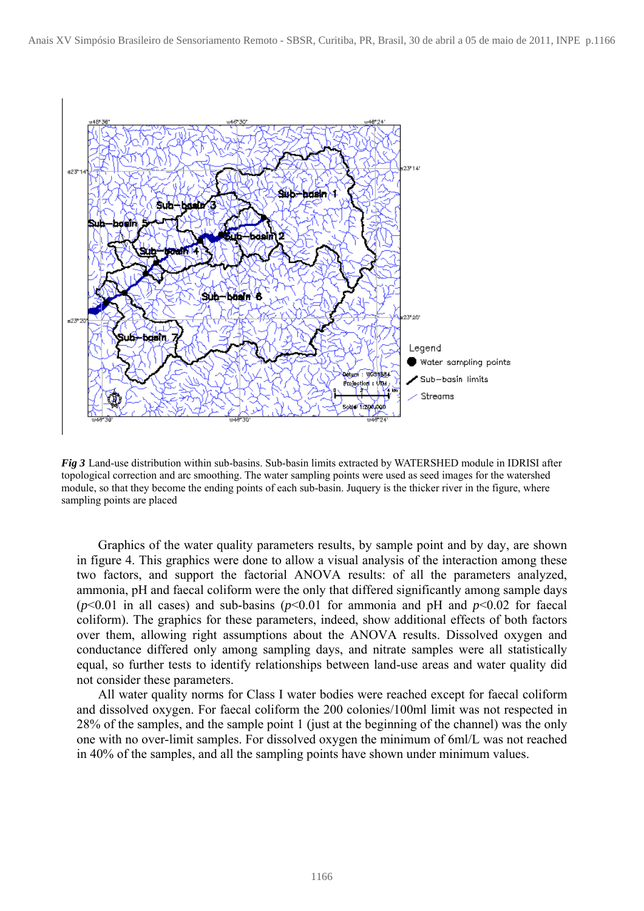***Fig 3*** Land-use distribution within sub-basins. Sub-basin limits extracted by WATERSHED module in IDRISI after topological correction and arc smoothing. The water sampling points were used as seed images for the watershed module, so that they become the ending points of each sub-basin. Juquery is the thicker river in the figure, where sampling points are placed

Graphics of the water quality parameters results, by sample point and by day, are shown in figure 4. This graphics were done to allow a visual analysis of the interaction among these two factors, and support the factorial ANOVA results: of all the parameters analyzed, ammonia, pH and faecal coliform were the only that differed significantly among sample days ($p<0.01$ in all cases) and sub-basins ($p<0.01$ for ammonia and pH and $p<0.02$ for faecal coliform). The graphics for these parameters, indeed, show additional effects of both factors over them, allowing right assumptions about the ANOVA results. Dissolved oxygen and conductance differed only among sampling days, and nitrate samples were all statistically equal, so further tests to identify relationships between land-use areas and water quality did not consider these parameters.

All water quality norms for Class I water bodies were reached except for faecal coliform and dissolved oxygen. For faecal coliform the 200 colonies/100ml limit was not respected in 28% of the samples, and the sample point 1 (just at the beginning of the channel) was the only one with no over-limit samples. For dissolved oxygen the minimum of 6ml/L was not reached in 40% of the samples, and all the sampling points have shown under minimum values.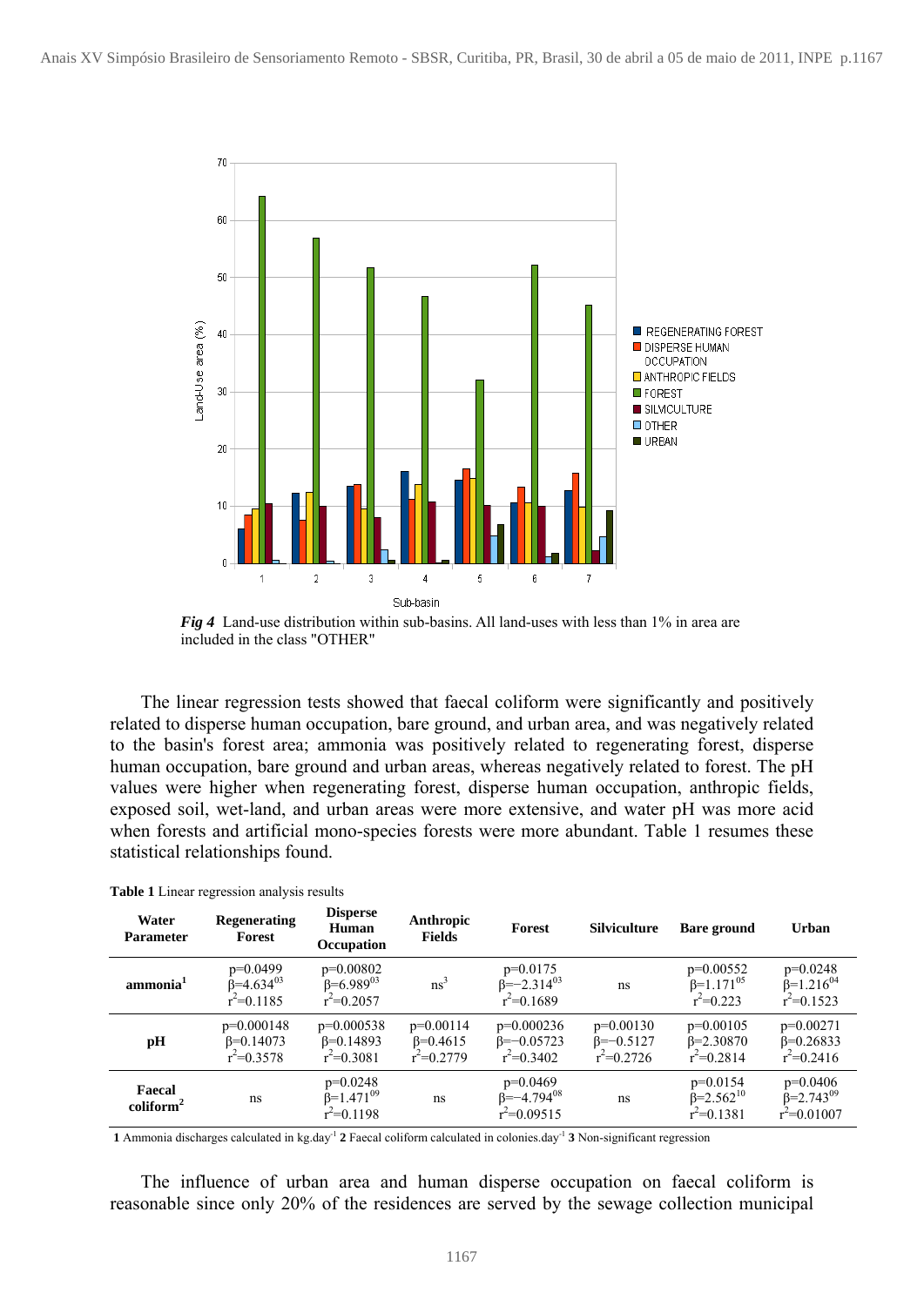*Fig 4* Land-use distribution within sub-basins. All land-uses with less than 1% in area are included in the class "OTHER"

The linear regression tests showed that faecal coliform were significantly and positively related to disperse human occupation, bare ground, and urban area, and was negatively related to the basin's forest area; ammonia was positively related to regenerating forest, disperse human occupation, bare ground and urban areas, whereas negatively related to forest. The pH values were higher when regenerating forest, disperse human occupation, anthropic fields, exposed soil, wet-land, and urban areas were more extensive, and water pH was more acid when forests and artificial mono-species forests were more abundant. Table 1 resumes these statistical relationships found.

**Table 1** Linear regression analysis results

| Water Parameter | Regenerating Forest | Disperse Human Occupation | Anthropic Fields | Forest | Silviculture | Bare ground | Urban |
|---|---|---|---|---|---|---|---|
| **ammonia**[1] | p=0.0499 $\beta=4.634^{03}$ $r^2=0.1185$ | p=0.00802 $\beta=6.989^{03}$ $r^2=0.2057$ | ns[3] | p=0.0175 $\beta=-2.314^{03}$ $r^2=0.1689$ | ns | p=0.00552 $\beta=1.171^{05}$ $r^2=0.223$ | p=0.0248 $\beta=1.216^{04}$ $r^2=0.1523$ |
| **pH** | p=0.000148 $\beta=0.14073$ $r^2=0.3578$ | p=0.000538 $\beta=0.14893$ $r^2=0.3081$ | p=0.00114 $\beta=0.4615$ $r^2=0.2779$ | p=0.000236 $\beta=-0.05723$ $r^2=0.3402$ | p=0.00130 $\beta=-0.5127$ $r^2=0.2726$ | p=0.00105 $\beta=2.30870$ $r^2=0.2814$ | p=0.00271 $\beta=0.26833$ $r^2=0.2416$ |
| **Faecal coliform**[2] | ns | p=0.0248 $\beta=1.471^{09}$ $r^2=0.1198$ | ns | p=0.0469 $\beta=-4.794^{08}$ $r^2=0.09515$ | ns | p=0.0154 $\beta=2.562^{10}$ $r^2=0.1381$ | p=0.0406 $\beta=2.743^{09}$ $r^2=0.01007$ |

**1** Ammonia discharges calculated in kg.day$^{-1}$ **2** Faecal coliform calculated in colonies.day$^{-1}$ **3** Non-significant regression

The influence of urban area and human disperse occupation on faecal coliform is reasonable since only 20% of the residences are served by the sewage collection municipal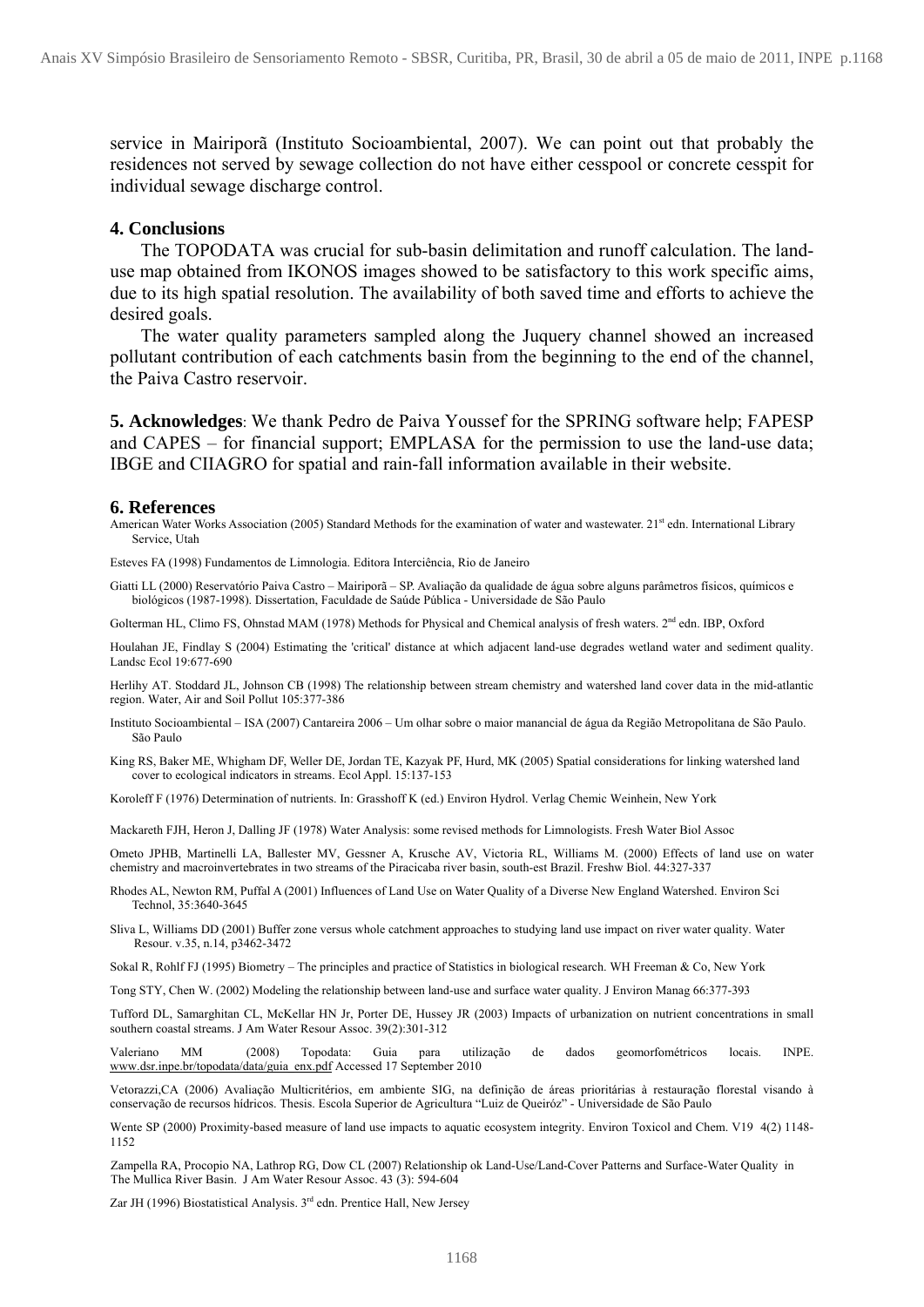service in Mairiporã (Instituto Socioambiental, 2007). We can point out that probably the residences not served by sewage collection do not have either cesspool or concrete cesspit for individual sewage discharge control.

## 4. Conclusions

The TOPODATA was crucial for sub-basin delimitation and runoff calculation. The land-use map obtained from IKONOS images showed to be satisfactory to this work specific aims, due to its high spatial resolution. The availability of both saved time and efforts to achieve the desired goals.

The water quality parameters sampled along the Juquery channel showed an increased pollutant contribution of each catchments basin from the beginning to the end of the channel, the Paiva Castro reservoir.

**5. Acknowledges**: We thank Pedro de Paiva Youssef for the SPRING software help; FAPESP and CAPES – for financial support; EMPLASA for the permission to use the land-use data; IBGE and CIIAGRO for spatial and rain-fall information available in their website.

## 6. References

American Water Works Association (2005) Standard Methods for the examination of water and wastewater. 21st edn. International Library Service, Utah

Esteves FA (1998) Fundamentos de Limnologia. Editora Interciência, Rio de Janeiro

Giatti LL (2000) Reservatório Paiva Castro – Mairiporã – SP. Avaliação da qualidade de água sobre alguns parâmetros físicos, químicos e biológicos (1987-1998). Dissertation, Faculdade de Saúde Pública - Universidade de São Paulo

Golterman HL, Climo FS, Ohnstad MAM (1978) Methods for Physical and Chemical analysis of fresh waters. 2nd edn. IBP, Oxford

Houlahan JE, Findlay S (2004) Estimating the 'critical' distance at which adjacent land-use degrades wetland water and sediment quality. Landsc Ecol 19:677-690

Herlihy AT. Stoddard JL, Johnson CB (1998) The relationship between stream chemistry and watershed land cover data in the mid-atlantic region. Water, Air and Soil Pollut 105:377-386

Instituto Socioambiental – ISA (2007) Cantareira 2006 – Um olhar sobre o maior manancial de água da Região Metropolitana de São Paulo. São Paulo

King RS, Baker ME, Whigham DF, Weller DE, Jordan TE, Kazyak PF, Hurd, MK (2005) Spatial considerations for linking watershed land cover to ecological indicators in streams. Ecol Appl. 15:137-153

Koroleff F (1976) Determination of nutrients. In: Grasshoff K (ed.) Environ Hydrol. Verlag Chemic Weinhein, New York

Mackareth FJH, Heron J, Dalling JF (1978) Water Analysis: some revised methods for Limnologists. Fresh Water Biol Assoc

Ometo JPHB, Martinelli LA, Ballester MV, Gessner A, Krusche AV, Victoria RL, Williams M. (2000) Effects of land use on water chemistry and macroinvertebrates in two streams of the Piracicaba river basin, south-est Brazil. Freshw Biol. 44:327-337

Rhodes AL, Newton RM, Puffal A (2001) Influences of Land Use on Water Quality of a Diverse New England Watershed. Environ Sci Technol, 35:3640-3645

Sliva L, Williams DD (2001) Buffer zone versus whole catchment approaches to studying land use impact on river water quality. Water Resour. v.35, n.14, p3462-3472

Sokal R, Rohlf FJ (1995) Biometry – The principles and practice of Statistics in biological research. WH Freeman & Co, New York

Tong STY, Chen W. (2002) Modeling the relationship between land-use and surface water quality. J Environ Manag 66:377-393

Tufford DL, Samarghitan CL, McKellar HN Jr, Porter DE, Hussey JR (2003) Impacts of urbanization on nutrient concentrations in small southern coastal streams. J Am Water Resour Assoc. 39(2):301-312

Valeriano MM (2008) Topodata: Guia para utilização de dados geomorfométricos locais. INPE. www.dsr.inpe.br/topodata/data/guia_enx.pdf Accessed 17 September 2010

Vetorazzi,CA (2006) Avaliação Multicritérios, em ambiente SIG, na definição de áreas prioritárias à restauração florestal visando à conservação de recursos hídricos. Thesis. Escola Superior de Agricultura "Luiz de Queiróz" - Universidade de São Paulo

Wente SP (2000) Proximity-based measure of land use impacts to aquatic ecosystem integrity. Environ Toxicol and Chem. V19 4(2) 1148-1152

Zampella RA, Procopio NA, Lathrop RG, Dow CL (2007) Relationship ok Land-Use/Land-Cover Patterns and Surface-Water Quality in The Mullica River Basin. J Am Water Resour Assoc. 43 (3): 594-604

Zar JH (1996) Biostatistical Analysis. 3rd edn. Prentice Hall, New Jersey